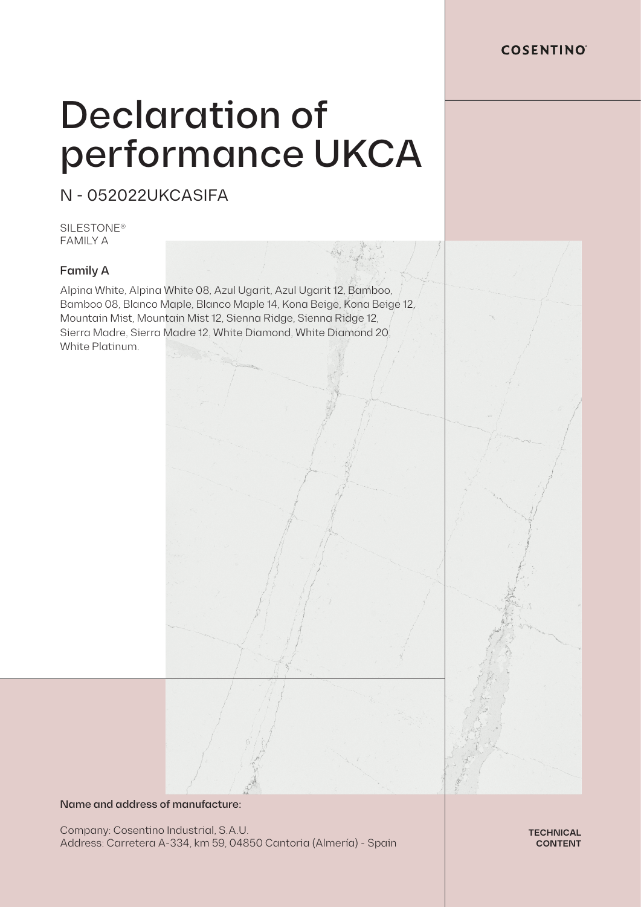COSENTINO

# Declaration of performance UKCA

## N - 052022UKCASIFA

SILESTONE®
FAMILY A

### Family A

Alpina White, Alpina White 08, Azul Ugarit, Azul Ugarit 12, Bamboo, Bamboo 08, Blanco Maple, Blanco Maple 14, Kona Beige, Kona Beige 12, Mountain Mist, Mountain Mist 12, Sienna Ridge, Sienna Ridge 12, Sierra Madre, Sierra Madre 12, White Diamond, White Diamond 20, White Platinum.

**Name and address of manufacture:**

Company: Cosentino Industrial, S.A.U.
Address: Carretera A-334, km 59, 04850 Cantoria (Almería) - Spain

TECHNICAL CONTENT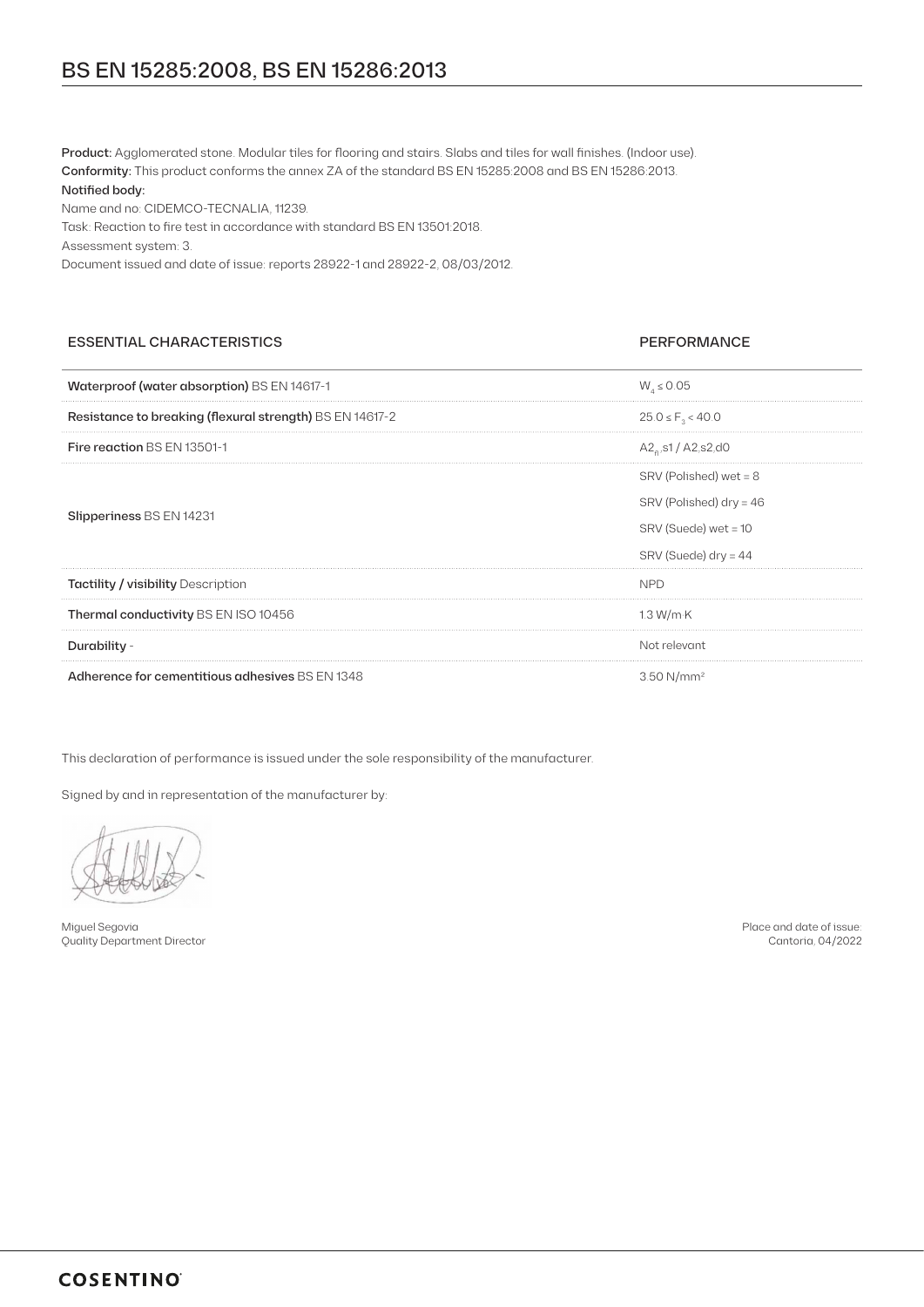# BS EN 15285:2008, BS EN 15286:2013

**Product:** Agglomerated stone. Modular tiles for flooring and stairs. Slabs and tiles for wall finishes. (Indoor use).
**Conformity:** This product conforms the annex ZA of the standard BS EN 15285:2008 and BS EN 15286:2013.
**Notified body:**
Name and no: CIDEMCO-TECNALIA, 11239.
Task: Reaction to fire test in accordance with standard BS EN 13501:2018.
Assessment system: 3.
Document issued and date of issue: reports 28922-1 and 28922-2, 08/03/2012.

| ESSENTIAL CHARACTERISTICS | PERFORMANCE |
|---|---|
| **Waterproof (water absorption)** BS EN 14617-1 | $W_4 \leq 0.05$ |
| **Resistance to breaking (flexural strength)** BS EN 14617-2 | $25.0 \leq F_3 < 40.0$ |
| **Fire reaction** BS EN 13501-1 | $A2_{fl}$-s1 / A2-s2,d0 |
| **Slipperiness** BS EN 14231 | SRV (Polished) wet = 8 |
| | SRV (Polished) dry = 46 |
| | SRV (Suede) wet = 10 |
| | SRV (Suede) dry = 44 |
| **Tactility / visibility** Description | NPD |
| **Thermal conductivity** BS EN ISO 10456 | 1.3 W/m K |
| **Durability** - | Not relevant |
| **Adherence for cementitious adhesives** BS EN 1348 | 3.50 N/mm² |

This declaration of performance is issued under the sole responsibility of the manufacturer.

Signed by and in representation of the manufacturer by:

Miguel Segovia
Quality Department Director

Place and date of issue:
Cantoria, 04/2022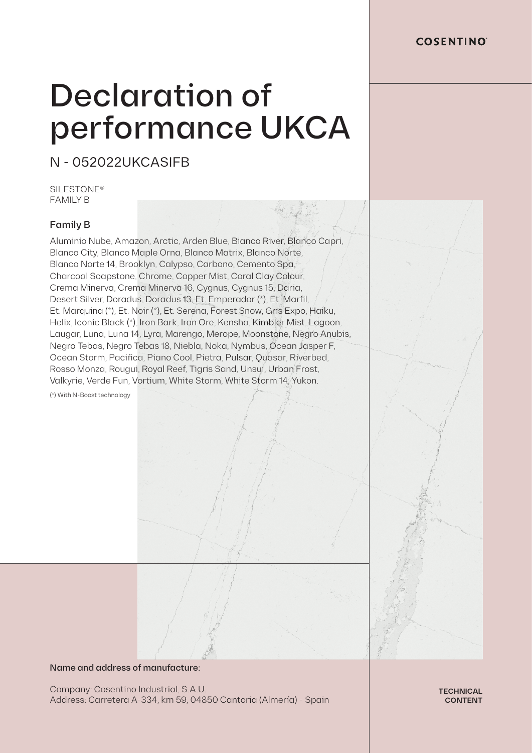COSENTINO®

# Declaration of performance UKCA

## N - 052022UKCASIFB

SILESTONE®
FAMILY B

### Family B

Aluminio Nube, Amazon, Arctic, Arden Blue, Bianco River, Blanco Capri, Blanco City, Blanco Maple Orna, Blanco Matrix, Blanco Norte, Blanco Norte 14, Brooklyn, Calypso, Carbono, Cemento Spa, Charcoal Soapstone, Chrome, Copper Mist, Coral Clay Colour, Crema Minerva, Crema Minerva 16, Cygnus, Cygnus 15, Daria, Desert Silver, Doradus, Doradus 13, Et. Emperador (*), Et. Marfil, Et. Marquina (*), Et. Noir (*), Et. Serena, Forest Snow, Gris Expo, Haiku, Helix, Iconic Black (*), Iron Bark, Iron Ore, Kensho, Kimbler Mist, Lagoon, Laugar, Luna, Luna 14, Lyra, Marengo, Merope, Moonstone, Negro Anubis, Negro Tebas, Negro Tebas 18, Niebla, Noka, Nymbus, Ocean Jasper F, Ocean Storm, Pacifica, Piano Cool, Pietra, Pulsar, Quasar, Riverbed, Rosso Monza, Rougui, Royal Reef, Tigris Sand, Unsui, Urban Frost, Valkyrie, Verde Fun, Vortium, White Storm, White Storm 14, Yukon.

(*) With N-Boost technology

**Name and address of manufacture:**

Company: Cosentino Industrial, S.A.U.
Address: Carretera A-334, km 59, 04850 Cantoria (Almería) - Spain

TECHNICAL CONTENT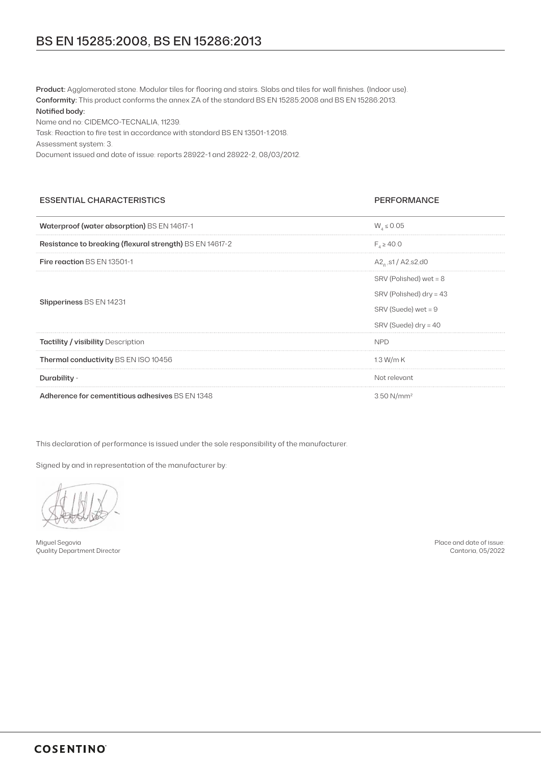# BS EN 15285:2008, BS EN 15286:2013

**Product:** Agglomerated stone. Modular tiles for flooring and stairs. Slabs and tiles for wall finishes. (Indoor use).
**Conformity:** This product conforms the annex ZA of the standard BS EN 15285:2008 and BS EN 15286:2013.
**Notified body:**
Name and no: CIDEMCO-TECNALIA, 11239.
Task: Reaction to fire test in accordance with standard BS EN 13501-1:2018.
Assessment system: 3.
Document issued and date of issue: reports 28922-1 and 28922-2, 08/03/2012.

| ESSENTIAL CHARACTERISTICS | PERFORMANCE |
|---|---|
| **Waterproof (water absorption)** BS EN 14617-1 | $W_4 \leq 0.05$ |
| **Resistance to breaking (flexural strength)** BS EN 14617-2 | $F_4 \geq 40.0$ |
| **Fire reaction** BS EN 13501-1 | $A2_{fl}$,s1 / A2,s2,d0 |
| **Slipperiness** BS EN 14231 | SRV (Polished) wet = 8<br>SRV (Polished) dry = 43<br>SRV (Suede) wet = 9<br>SRV (Suede) dry = 40 |
| **Tactility / visibility** Description | NPD |
| **Thermal conductivity** BS EN ISO 10456 | 1.3 W/m K |
| **Durability** - | Not relevant |
| **Adherence for cementitious adhesives** BS EN 1348 | 3.50 $N/mm^2$ |

This declaration of performance is issued under the sole responsibility of the manufacturer.

Signed by and in representation of the manufacturer by:

Miguel Segovia
Quality Department Director

Place and date of issue:
Cantoria, 05/2022

**COSENTINO**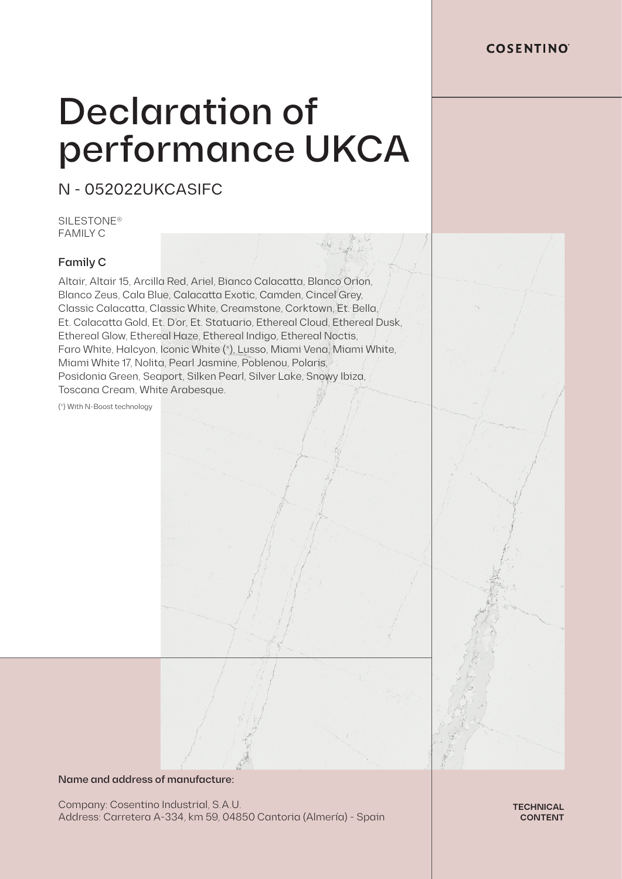COSENTINO

# Declaration of performance UKCA

## N - 052022UKCASIFC

SILESTONE®
FAMILY C

### Family C

Altair, Altair 15, Arcilla Red, Ariel, Bianco Calacatta, Blanco Orion, Blanco Zeus, Cala Blue, Calacatta Exotic, Camden, Cincel Grey, Classic Calacatta, Classic White, Creamstone, Corktown, Et. Bella, Et. Calacatta Gold, Et. D'or, Et. Statuario, Ethereal Cloud, Ethereal Dusk, Ethereal Glow, Ethereal Haze, Ethereal Indigo, Ethereal Noctis, Faro White, Halcyon, Iconic White (*), Lusso, Miami Vena, Miami White, Miami White 17, Nolita, Pearl Jasmine, Poblenou, Polaris, Posidonia Green, Seaport, Silken Pearl, Silver Lake, Snowy Ibiza, Toscana Cream, White Arabesque.

(*) With N-Boost technology

**Name and address of manufacture:**

Company: Cosentino Industrial, S.A.U.
Address: Carretera A-334, km 59, 04850 Cantoria (Almería) - Spain

TECHNICAL CONTENT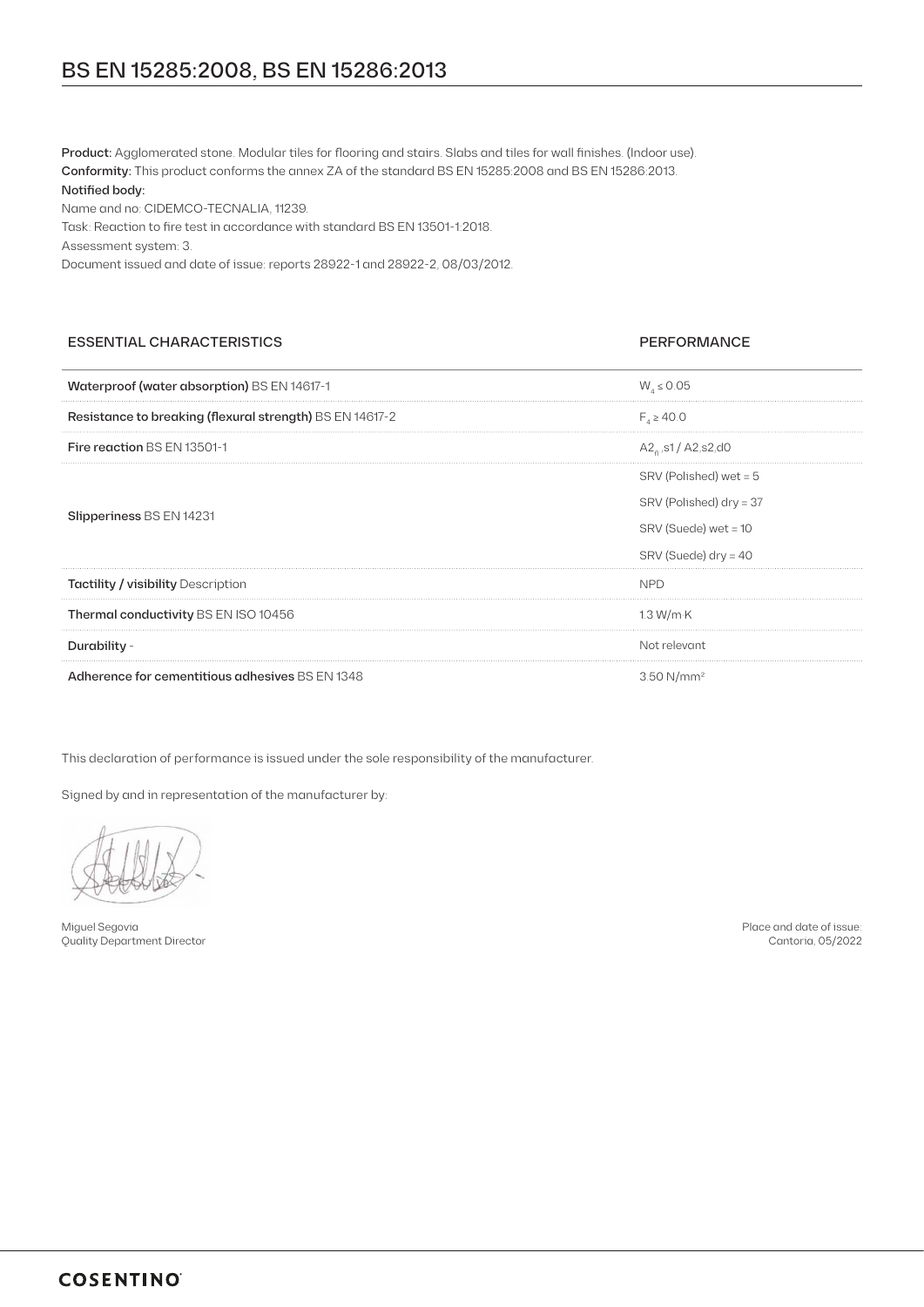# BS EN 15285:2008, BS EN 15286:2013

**Product:** Agglomerated stone. Modular tiles for flooring and stairs. Slabs and tiles for wall finishes. (Indoor use).
**Conformity:** This product conforms the annex ZA of the standard BS EN 15285:2008 and BS EN 15286:2013.
**Notified body:**
Name and no: CIDEMCO-TECNALIA, 11239.
Task: Reaction to fire test in accordance with standard BS EN 13501-1:2018.
Assessment system: 3.
Document issued and date of issue: reports 28922-1 and 28922-2, 08/03/2012.

| ESSENTIAL CHARACTERISTICS | PERFORMANCE |
|---|---|
| **Waterproof (water absorption)** BS EN 14617-1 | $W_4 \leq 0.05$ |
| **Resistance to breaking (flexural strength)** BS EN 14617-2 | $F_4 \geq 40.0$ |
| **Fire reaction** BS EN 13501-1 | $A2_{fl}$,s1 / A2,s2,d0 |
| **Slipperiness** BS EN 14231 | SRV (Polished) wet = 5<br>SRV (Polished) dry = 37<br>SRV (Suede) wet = 10<br>SRV (Suede) dry = 40 |
| **Tactility / visibility** Description | NPD |
| **Thermal conductivity** BS EN ISO 10456 | 1.3 W/m K |
| **Durability** - | Not relevant |
| **Adherence for cementitious adhesives** BS EN 1348 | 3.50 N/mm² |

This declaration of performance is issued under the sole responsibility of the manufacturer.

Signed by and in representation of the manufacturer by:

Miguel Segovia
Quality Department Director

Place and date of issue:
Cantoria, 05/2022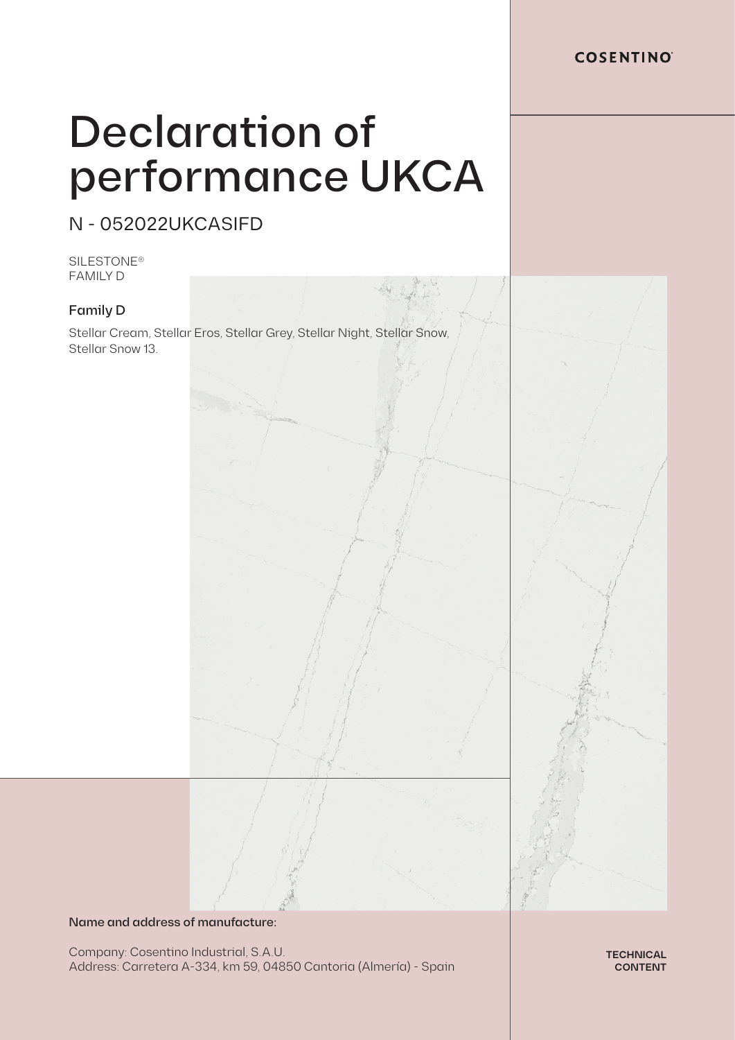COSENTINO

# Declaration of performance UKCA

## N - 052022UKCASIFD

SILESTONE®
FAMILY D

### Family D

Stellar Cream, Stellar Eros, Stellar Grey, Stellar Night, Stellar Snow, Stellar Snow 13.

**Name and address of manufacture:**

Company: Cosentino Industrial, S.A.U.
Address: Carretera A-334, km 59, 04850 Cantoria (Almería) - Spain

TECHNICAL CONTENT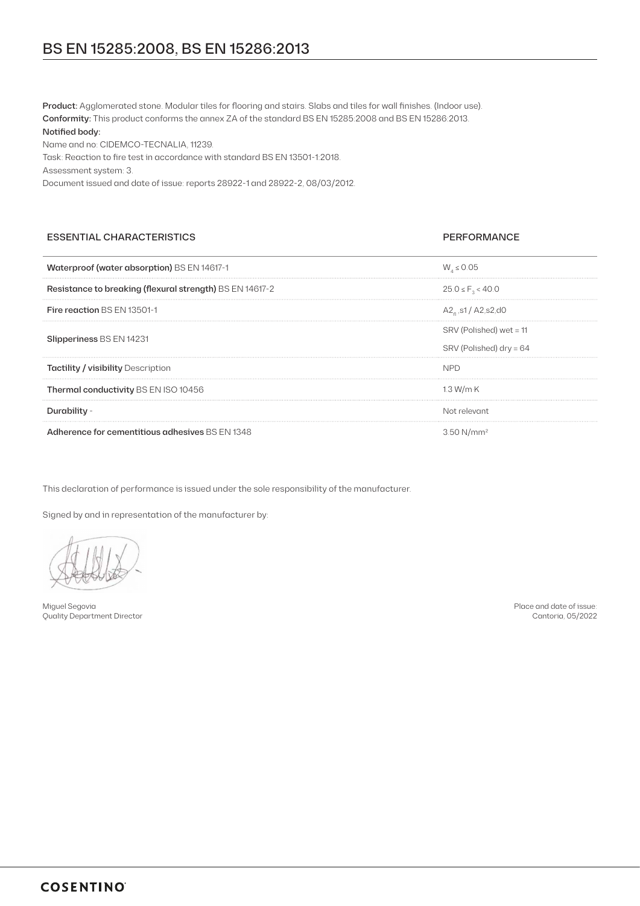# BS EN 15285:2008, BS EN 15286:2013

**Product:** Agglomerated stone. Modular tiles for flooring and stairs. Slabs and tiles for wall finishes. (Indoor use).
**Conformity:** This product conforms the annex ZA of the standard BS EN 15285:2008 and BS EN 15286:2013.
**Notified body:**
Name and no: CIDEMCO-TECNALIA, 11239.
Task: Reaction to fire test in accordance with standard BS EN 13501-1:2018.
Assessment system: 3.
Document issued and date of issue: reports 28922-1 and 28922-2, 08/03/2012.

| ESSENTIAL CHARACTERISTICS | PERFORMANCE |
|---|---|
| **Waterproof (water absorption)** BS EN 14617-1 | $W_4 \le 0.05$ |
| **Resistance to breaking (flexural strength)** BS EN 14617-2 | $25.0 \le F_3 < 40.0$ |
| **Fire reaction** BS EN 13501-1 | $A2_{fl}$ ,s1 / A2,s2,d0 |
| **Slipperiness** BS EN 14231 | SRV (Polished) wet = 11<br>SRV (Polished) dry = 64 |
| **Tactility / visibility** Description | NPD |
| **Thermal conductivity** BS EN ISO 10456 | 1.3 W/m K |
| **Durability** - | Not relevant |
| **Adherence for cementitious adhesives** BS EN 1348 | 3.50 N/mm² |

This declaration of performance is issued under the sole responsibility of the manufacturer.

Signed by and in representation of the manufacturer by:

Miguel Segovia
Quality Department Director

Place and date of issue:
Cantoria, 05/2022

COSENTINO